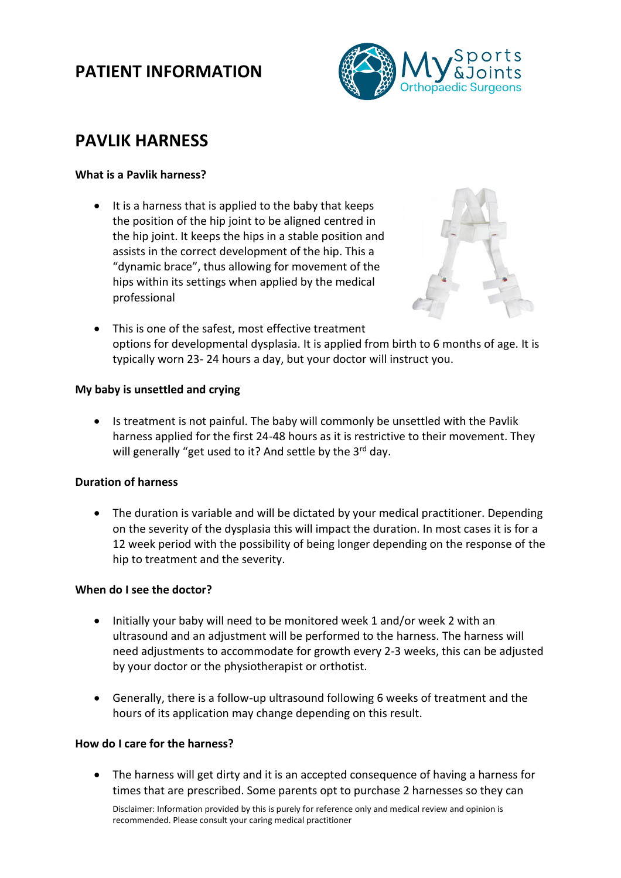# PATIENT INFORMATION

## PAVLIK HARNESS

**What is a Pavlik harness?**

- It is a harness that is applied to the baby that keeps the position of the hip joint to be aligned centred in the hip joint. It keeps the hips in a stable position and assists in the correct development of the hip. This a "dynamic brace", thus allowing for movement of the hips within its settings when applied by the medical professional
- This is one of the safest, most effective treatment options for developmental dysplasia. It is applied from birth to 6 months of age. It is typically worn 23- 24 hours a day, but your doctor will instruct you.

**My baby is unsettled and crying**

- Is treatment is not painful. The baby will commonly be unsettled with the Pavlik harness applied for the first 24-48 hours as it is restrictive to their movement. They will generally "get used to it? And settle by the 3rd day.

**Duration of harness**

- The duration is variable and will be dictated by your medical practitioner. Depending on the severity of the dysplasia this will impact the duration. In most cases it is for a 12 week period with the possibility of being longer depending on the response of the hip to treatment and the severity.

**When do I see the doctor?**

- Initially your baby will need to be monitored week 1 and/or week 2 with an ultrasound and an adjustment will be performed to the harness. The harness will need adjustments to accommodate for growth every 2-3 weeks, this can be adjusted by your doctor or the physiotherapist or orthotist.
- Generally, there is a follow-up ultrasound following 6 weeks of treatment and the hours of its application may change depending on this result.

**How do I care for the harness?**

- The harness will get dirty and it is an accepted consequence of having a harness for times that are prescribed. Some parents opt to purchase 2 harnesses so they can

Disclaimer: Information provided by this is purely for reference only and medical review and opinion is recommended. Please consult your caring medical practitioner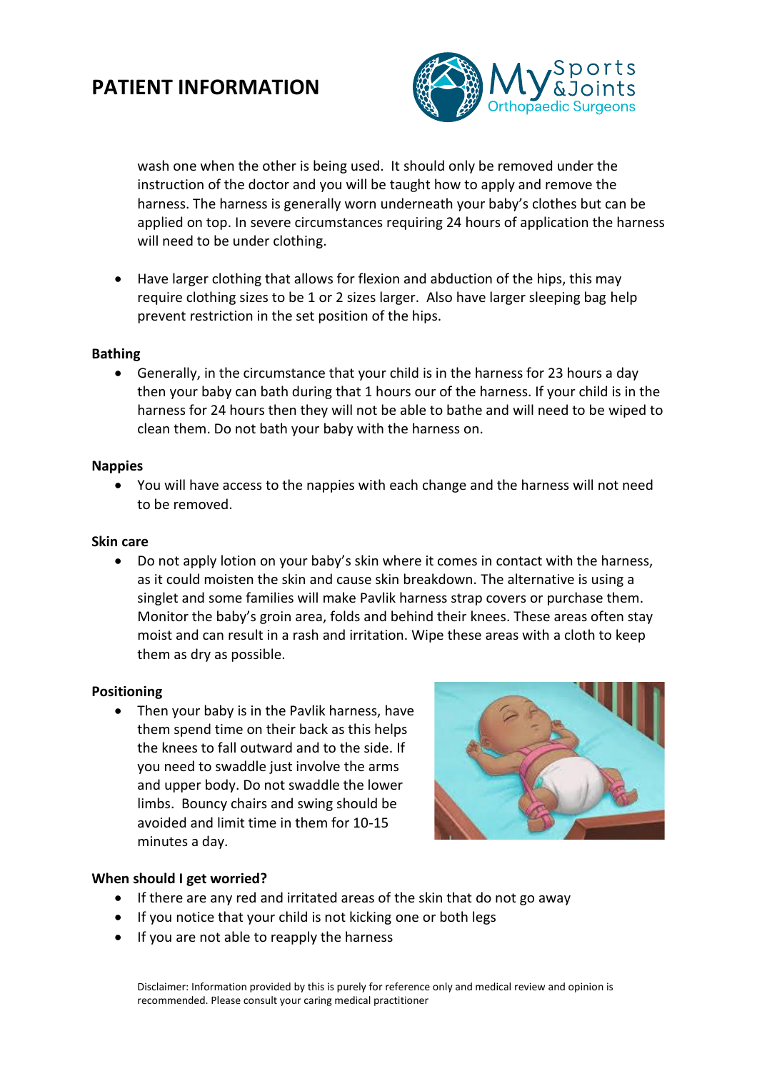wash one when the other is being used. It should only be removed under the instruction of the doctor and you will be taught how to apply and remove the harness. The harness is generally worn underneath your baby's clothes but can be applied on top. In severe circumstances requiring 24 hours of application the harness will need to be under clothing.

- Have larger clothing that allows for flexion and abduction of the hips, this may require clothing sizes to be 1 or 2 sizes larger. Also have larger sleeping bag help prevent restriction in the set position of the hips.

**Bathing**

- Generally, in the circumstance that your child is in the harness for 23 hours a day then your baby can bath during that 1 hours our of the harness. If your child is in the harness for 24 hours then they will not be able to bathe and will need to be wiped to clean them. Do not bath your baby with the harness on.

**Nappies**

- You will have access to the nappies with each change and the harness will not need to be removed.

**Skin care**

- Do not apply lotion on your baby's skin where it comes in contact with the harness, as it could moisten the skin and cause skin breakdown. The alternative is using a singlet and some families will make Pavlik harness strap covers or purchase them. Monitor the baby's groin area, folds and behind their knees. These areas often stay moist and can result in a rash and irritation. Wipe these areas with a cloth to keep them as dry as possible.

**Positioning**

- Then your baby is in the Pavlik harness, have them spend time on their back as this helps the knees to fall outward and to the side. If you need to swaddle just involve the arms and upper body. Do not swaddle the lower limbs. Bouncy chairs and swing should be avoided and limit time in them for 10-15 minutes a day.

**When should I get worried?**

- If there are any red and irritated areas of the skin that do not go away
- If you notice that your child is not kicking one or both legs
- If you are not able to reapply the harness

Disclaimer: Information provided by this is purely for reference only and medical review and opinion is recommended. Please consult your caring medical practitioner